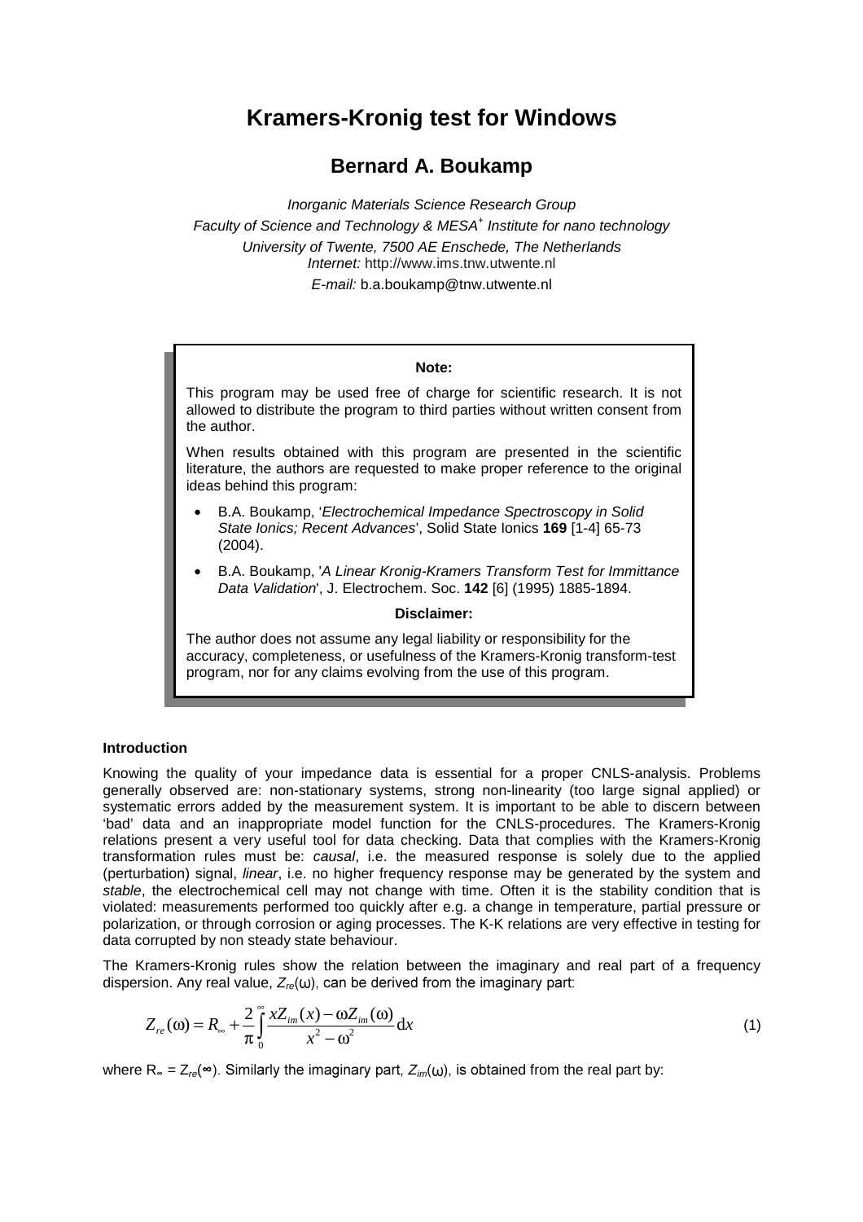# Kramers-Kronig test for Windows

## Bernard A. Boukamp

*Inorganic Materials Science Research Group*
*Faculty of Science and Technology & MESA+ Institute for nano technology*
*University of Twente, 7500 AE Enschede, The Netherlands*
*Internet:* http://www.ims.tnw.utwente.nl
*E-mail:* b.a.boukamp@tnw.utwente.nl

**Note:**

This program may be used free of charge for scientific research. It is not allowed to distribute the program to third parties without written consent from the author.

When results obtained with this program are presented in the scientific literature, the authors are requested to make proper reference to the original ideas behind this program:

- B.A. Boukamp, '*Electrochemical Impedance Spectroscopy in Solid State Ionics; Recent Advances*', Solid State Ionics **169** [1-4] 65-73 (2004).
- B.A. Boukamp, '*A Linear Kronig-Kramers Transform Test for Immittance Data Validation*', J. Electrochem. Soc. **142** [6] (1995) 1885-1894.

**Disclaimer:**

The author does not assume any legal liability or responsibility for the accuracy, completeness, or usefulness of the Kramers-Kronig transform-test program, nor for any claims evolving from the use of this program.

### Introduction

Knowing the quality of your impedance data is essential for a proper CNLS-analysis. Problems generally observed are: non-stationary systems, strong non-linearity (too large signal applied) or systematic errors added by the measurement system. It is important to be able to discern between 'bad' data and an inappropriate model function for the CNLS-procedures. The Kramers-Kronig relations present a very useful tool for data checking. Data that complies with the Kramers-Kronig transformation rules must be: *causal*, i.e. the measured response is solely due to the applied (perturbation) signal, *linear*, i.e. no higher frequency response may be generated by the system and *stable*, the electrochemical cell may not change with time. Often it is the stability condition that is violated: measurements performed too quickly after e.g. a change in temperature, partial pressure or polarization, or through corrosion or aging processes. The K-K relations are very effective in testing for data corrupted by non steady state behaviour.

The Kramers-Kronig rules show the relation between the imaginary and real part of a frequency dispersion. Any real value, $Z_{re}(\omega)$, can be derived from the imaginary part:

$$Z_{re}(\omega) = R_{\infty} + \frac{2}{\pi}\int_{0}^{\infty} \frac{xZ_{im}(x) - \omega Z_{im}(\omega)}{x^2 - \omega^2}\,\mathrm{d}x \tag{1}$$

where $R_{\infty} = Z_{re}(\infty)$. Similarly the imaginary part, $Z_{im}(\omega)$, is obtained from the real part by: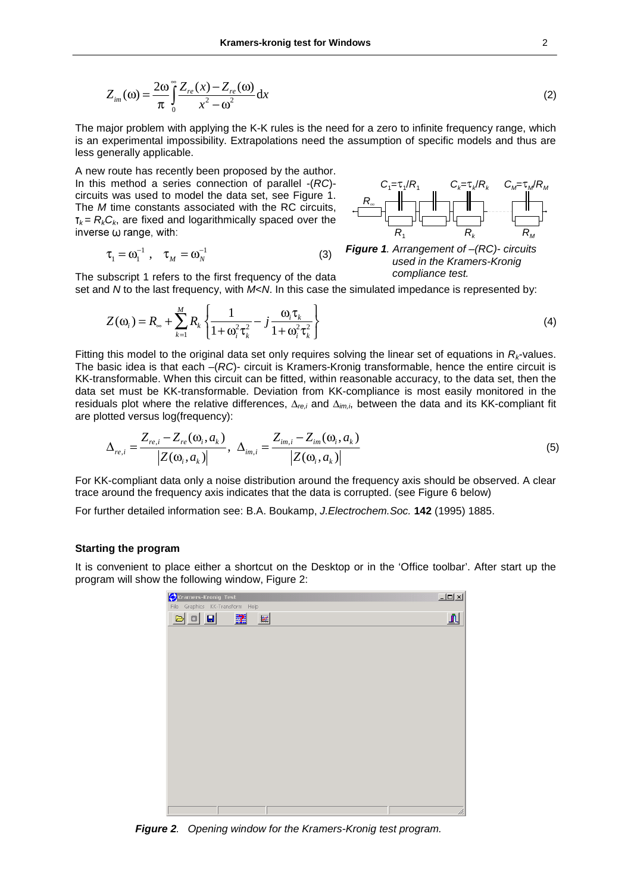$$Z_{im}(\omega) = \frac{2\omega}{\pi}\int_0^\infty \frac{Z_{re}(x) - Z_{re}(\omega)}{x^2 - \omega^2}\,\mathrm{d}x \tag{2}$$

The major problem with applying the K-K rules is the need for a zero to infinite frequency range, which is an experimental impossibility. Extrapolations need the assumption of specific models and thus are less generally applicable.

A new route has recently been proposed by the author. In this method a series connection of parallel -(*RC*)- circuits was used to model the data set, see Figure 1. The *M* time constants associated with the RC circuits, $\tau_k = R_k C_k$, are fixed and logarithmically spaced over the inverse $\omega$ range, with:

$$\tau_1 = \omega_1^{-1}\,, \quad \tau_M = \omega_N^{-1} \tag{3}$$

***Figure 1****. Arrangement of –(RC)- circuits used in the Kramers-Kronig compliance test.*

The subscript 1 refers to the first frequency of the data set and *N* to the last frequency, with *M*<*N*. In this case the simulated impedance is represented by:

$$Z(\omega_i) = R_\infty + \sum_{k=1}^{M} R_k \left\{ \frac{1}{1+\omega_i^2\tau_k^2} - j\,\frac{\omega_i \tau_k}{1+\omega_i^2\tau_k^2} \right\} \tag{4}$$

Fitting this model to the original data set only requires solving the linear set of equations in $R_k$-values. The basic idea is that each –(*RC*)- circuit is Kramers-Kronig transformable, hence the entire circuit is KK-transformable. When this circuit can be fitted, within reasonable accuracy, to the data set, then the data set must be KK-transformable. Deviation from KK-compliance is most easily monitored in the residuals plot where the relative differences, $\Delta_{re,i}$ and $\Delta_{im,i}$, between the data and its KK-compliant fit are plotted versus log(frequency):

$$\Delta_{re,i} = \frac{Z_{re,i} - Z_{re}(\omega_i, a_k)}{\left|Z(\omega_i, a_k)\right|},\;\; \Delta_{im,i} = \frac{Z_{im,i} - Z_{im}(\omega_i, a_k)}{\left|Z(\omega_i, a_k)\right|} \tag{5}$$

For KK-compliant data only a noise distribution around the frequency axis should be observed. A clear trace around the frequency axis indicates that the data is corrupted. (see Figure 6 below)

For further detailed information see: B.A. Boukamp, *J.Electrochem.Soc.* **142** (1995) 1885.

### Starting the program

It is convenient to place either a shortcut on the Desktop or in the 'Office toolbar'. After start up the program will show the following window, Figure 2:

***Figure 2****. Opening window for the Kramers-Kronig test program.*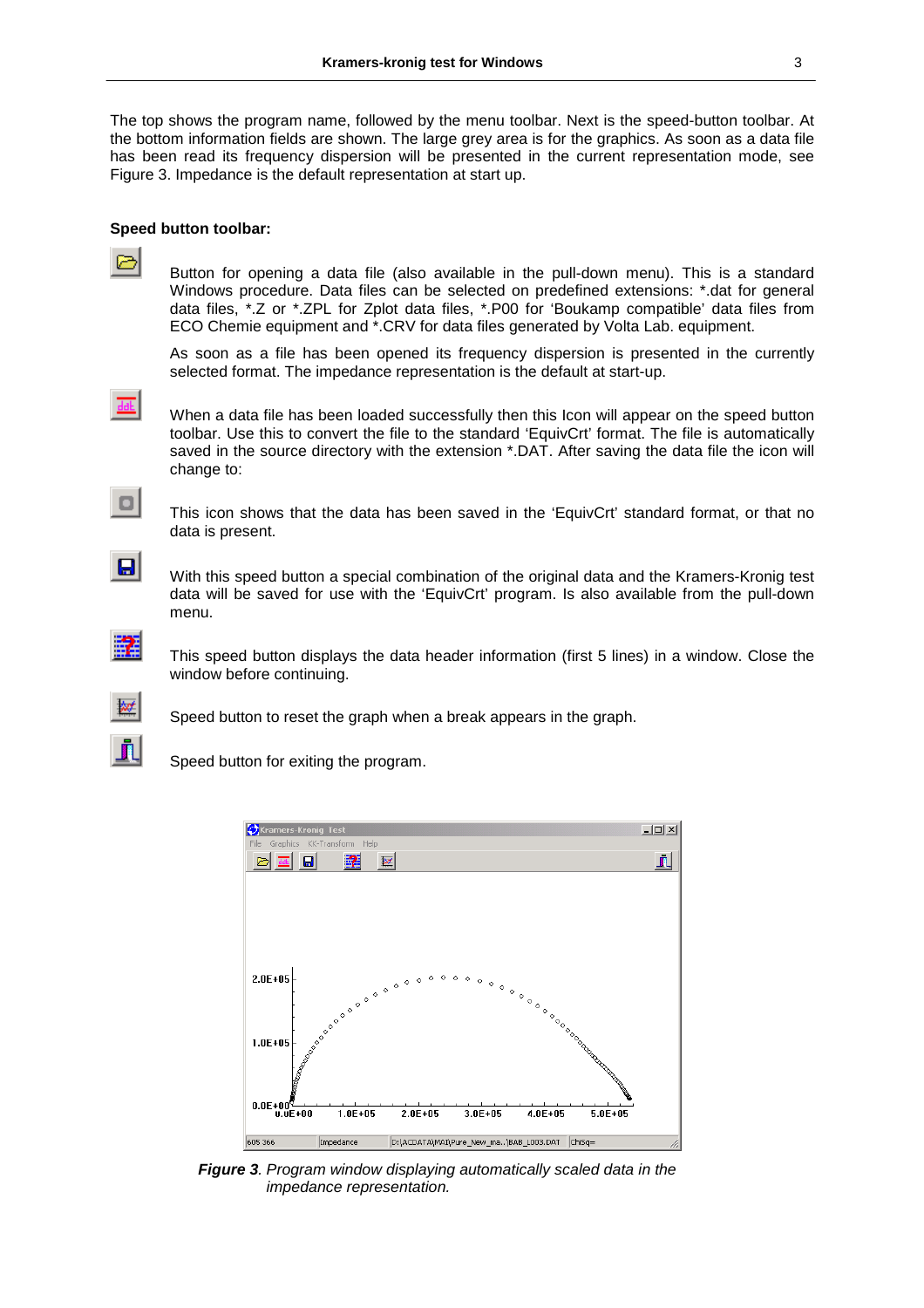The top shows the program name, followed by the menu toolbar. Next is the speed-button toolbar. At the bottom information fields are shown. The large grey area is for the graphics. As soon as a data file has been read its frequency dispersion will be presented in the current representation mode, see Figure 3. Impedance is the default representation at start up.

**Speed button toolbar:**

Button for opening a data file (also available in the pull-down menu). This is a standard Windows procedure. Data files can be selected on predefined extensions: *.dat for general data files, *.Z or *.ZPL for Zplot data files, *.P00 for 'Boukamp compatible' data files from ECO Chemie equipment and *.CRV for data files generated by Volta Lab. equipment.

As soon as a file has been opened its frequency dispersion is presented in the currently selected format. The impedance representation is the default at start-up.

When a data file has been loaded successfully then this Icon will appear on the speed button toolbar. Use this to convert the file to the standard 'EquivCrt' format. The file is automatically saved in the source directory with the extension *.DAT. After saving the data file the icon will change to:

This icon shows that the data has been saved in the 'EquivCrt' standard format, or that no data is present.

With this speed button a special combination of the original data and the Kramers-Kronig test data will be saved for use with the 'EquivCrt' program. Is also available from the pull-down menu.

This speed button displays the data header information (first 5 lines) in a window. Close the window before continuing.

Speed button to reset the graph when a break appears in the graph.

Speed button for exiting the program.

***Figure 3****. Program window displaying automatically scaled data in the impedance representation.*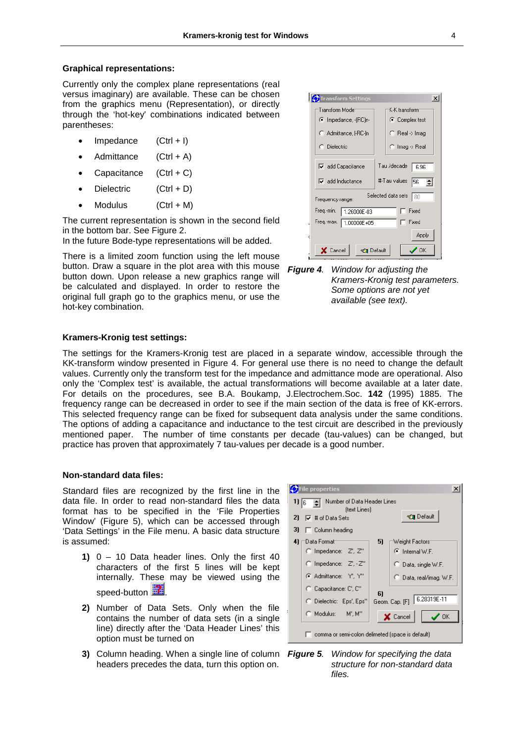**Graphical representations:**

Currently only the complex plane representations (real versus imaginary) are available. These can be chosen from the graphics menu (Representation), or directly through the 'hot-key' combinations indicated between parentheses:

- Impedance (Ctrl + I)
- Admittance (Ctrl + A)
- Capacitance (Ctrl + C)
- Dielectric (Ctrl + D)
- Modulus (Ctrl + M)

The current representation is shown in the second field in the bottom bar. See Figure 2.
In the future Bode-type representations will be added.

There is a limited zoom function using the left mouse button. Draw a square in the plot area with this mouse button down. Upon release a new graphics range will be calculated and displayed. In order to restore the original full graph go to the graphics menu, or use the hot-key combination.

***Figure 4**. Window for adjusting the Kramers-Kronig test parameters. Some options are not yet available (see text).*

**Kramers-Kronig test settings:**

The settings for the Kramers-Kronig test are placed in a separate window, accessible through the KK-transform window presented in Figure 4. For general use there is no need to change the default values. Currently only the transform test for the impedance and admittance mode are operational. Also only the 'Complex test' is available, the actual transformations will become available at a later date. For details on the procedures, see B.A. Boukamp, J.Electrochem.Soc. **142** (1995) 1885. The frequency range can be decreased in order to see if the main section of the data is free of KK-errors. This selected frequency range can be fixed for subsequent data analysis under the same conditions. The options of adding a capacitance and inductance to the test circuit are described in the previously mentioned paper. The number of time constants per decade (tau-values) can be changed, but practice has proven that approximately 7 tau-values per decade is a good number.

**Non-standard data files:**

Standard files are recognized by the first line in the data file. In order to read non-standard files the data format has to be specified in the 'File Properties Window' (Figure 5), which can be accessed through 'Data Settings' in the File menu. A basic data structure is assumed:

**1)** 0 – 10 Data header lines. Only the first 40 characters of the first 5 lines will be kept internally. These may be viewed using the speed-button.

**2)** Number of Data Sets. Only when the file contains the number of data sets (in a single line) directly after the 'Data Header Lines' this option must be turned on

**3)** Column heading. When a single line of column headers precedes the data, turn this option on.

***Figure 5**. Window for specifying the data structure for non-standard data files.*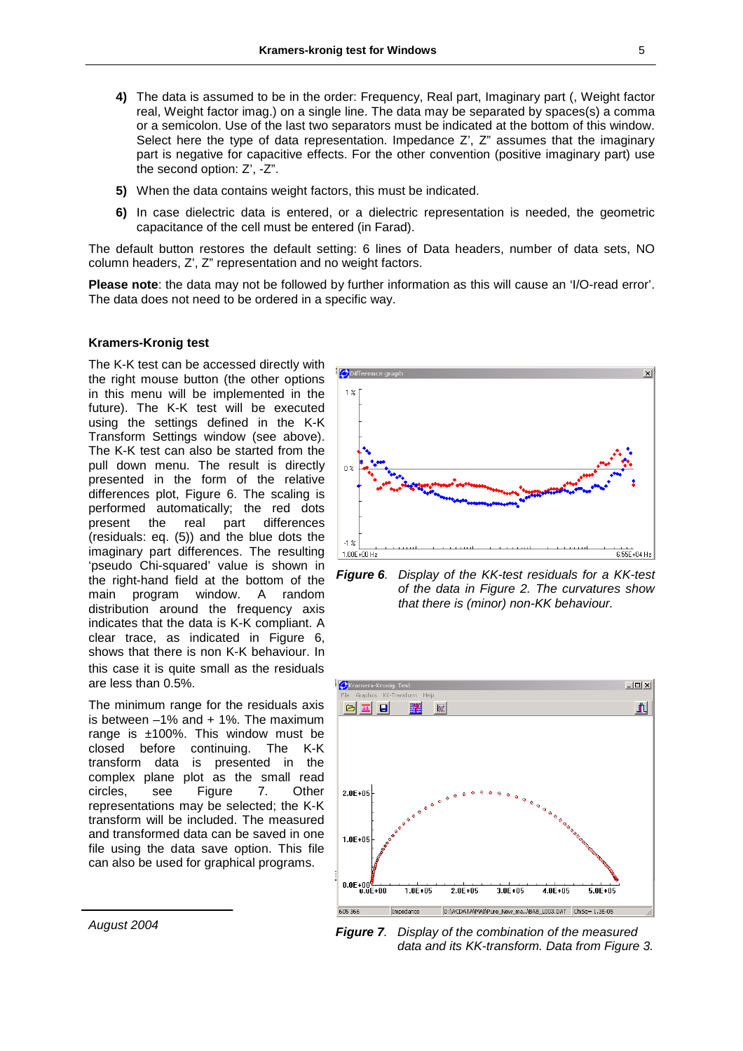4) The data is assumed to be in the order: Frequency, Real part, Imaginary part (, Weight factor real, Weight factor imag.) on a single line. The data may be separated by spaces(s) a comma or a semicolon. Use of the last two separators must be indicated at the bottom of this window. Select here the type of data representation. Impedance Z', Z" assumes that the imaginary part is negative for capacitive effects. For the other convention (positive imaginary part) use the second option: Z', -Z".

5) When the data contains weight factors, this must be indicated.

6) In case dielectric data is entered, or a dielectric representation is needed, the geometric capacitance of the cell must be entered (in Farad).

The default button restores the default setting: 6 lines of Data headers, number of data sets, NO column headers, Z', Z" representation and no weight factors.

**Please note**: the data may not be followed by further information as this will cause an 'I/O-read error'. The data does not need to be ordered in a specific way.

### Kramers-Kronig test

The K-K test can be accessed directly with the right mouse button (the other options in this menu will be implemented in the future). The K-K test will be executed using the settings defined in the K-K Transform Settings window (see above). The K-K test can also be started from the pull down menu. The result is directly presented in the form of the relative differences plot, Figure 6. The scaling is performed automatically; the red dots present the real part differences (residuals: eq. (5)) and the blue dots the imaginary part differences. The resulting 'pseudo Chi-squared' value is shown in the right-hand field at the bottom of the main program window. A random distribution around the frequency axis indicates that the data is K-K compliant. A clear trace, as indicated in Figure 6, shows that there is non K-K behaviour. In this case it is quite small as the residuals are less than 0.5%.

The minimum range for the residuals axis is between –1% and + 1%. The maximum range is ±100%. This window must be closed before continuing. The K-K transform data is presented in the complex plane plot as the small read circles, see Figure 7. Other representations may be selected; the K-K transform will be included. The measured and transformed data can be saved in one file using the data save option. This file can also be used for graphical programs.

Difference graph

1 %

0 %

-1 %

1.00E+00 Hz

6.55E+04 Hz

*Figure 6. Display of the KK-test residuals for a KK-test of the data in Figure 2. The curvatures show that there is (minor) non-KK behaviour.*

Kramers-Kronig Test

File Graphics KK-Transform Help

2.0E+05

1.0E+05

0.0E+00

0.0E+00

1.0E+05

2.0E+05

3.0E+05

4.0E+05

5.0E+05

605 366

Impedance

D:\ACDATA\MAI\Pure_New_ma..\BAB_L003.DAT

ChiSq= 1.3E-05

*Figure 7. Display of the combination of the measured data and its KK-transform. Data from Figure 3.*

*August 2004*